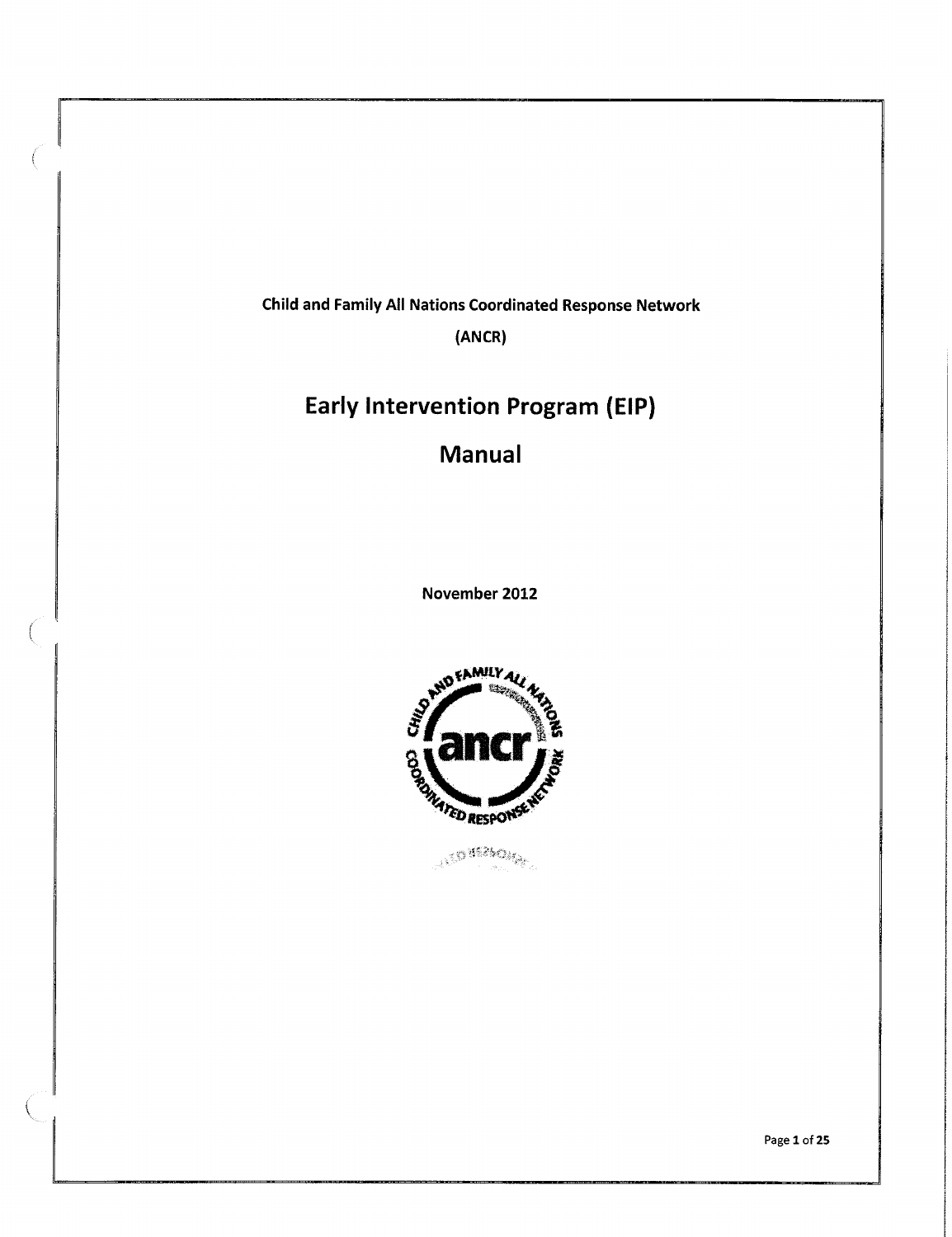**Child and Family All Nations Coordinated Response Network**

**(ANCR)**

# Early Intervention Program (EIP)

# Manual

**November 2012**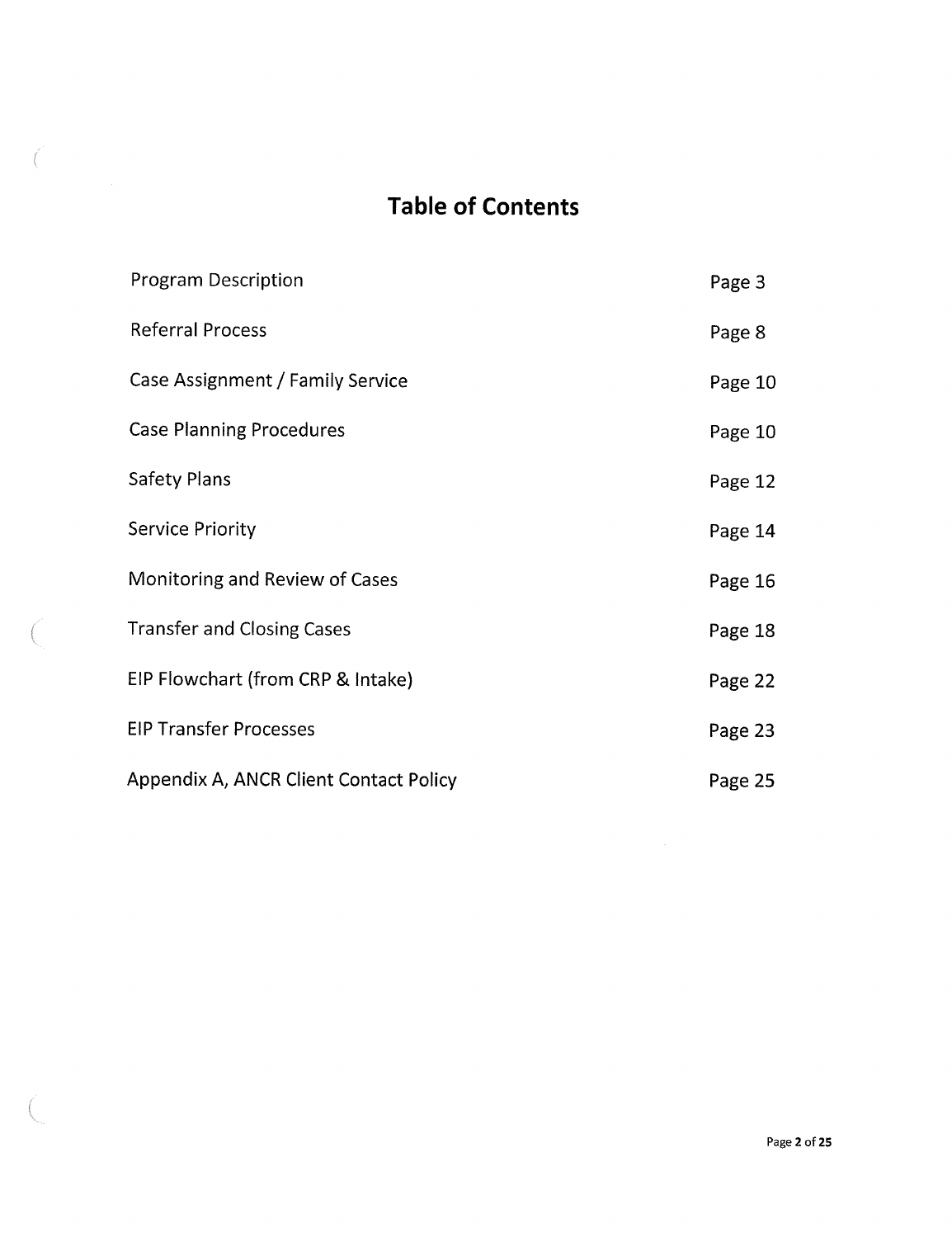# Table of Contents

| | |
|---|---|
| Program Description | Page 3 |
| Referral Process | Page 8 |
| Case Assignment / Family Service | Page 10 |
| Case Planning Procedures | Page 10 |
| Safety Plans | Page 12 |
| Service Priority | Page 14 |
| Monitoring and Review of Cases | Page 16 |
| Transfer and Closing Cases | Page 18 |
| EIP Flowchart (from CRP & Intake) | Page 22 |
| EIP Transfer Processes | Page 23 |
| Appendix A, ANCR Client Contact Policy | Page 25 |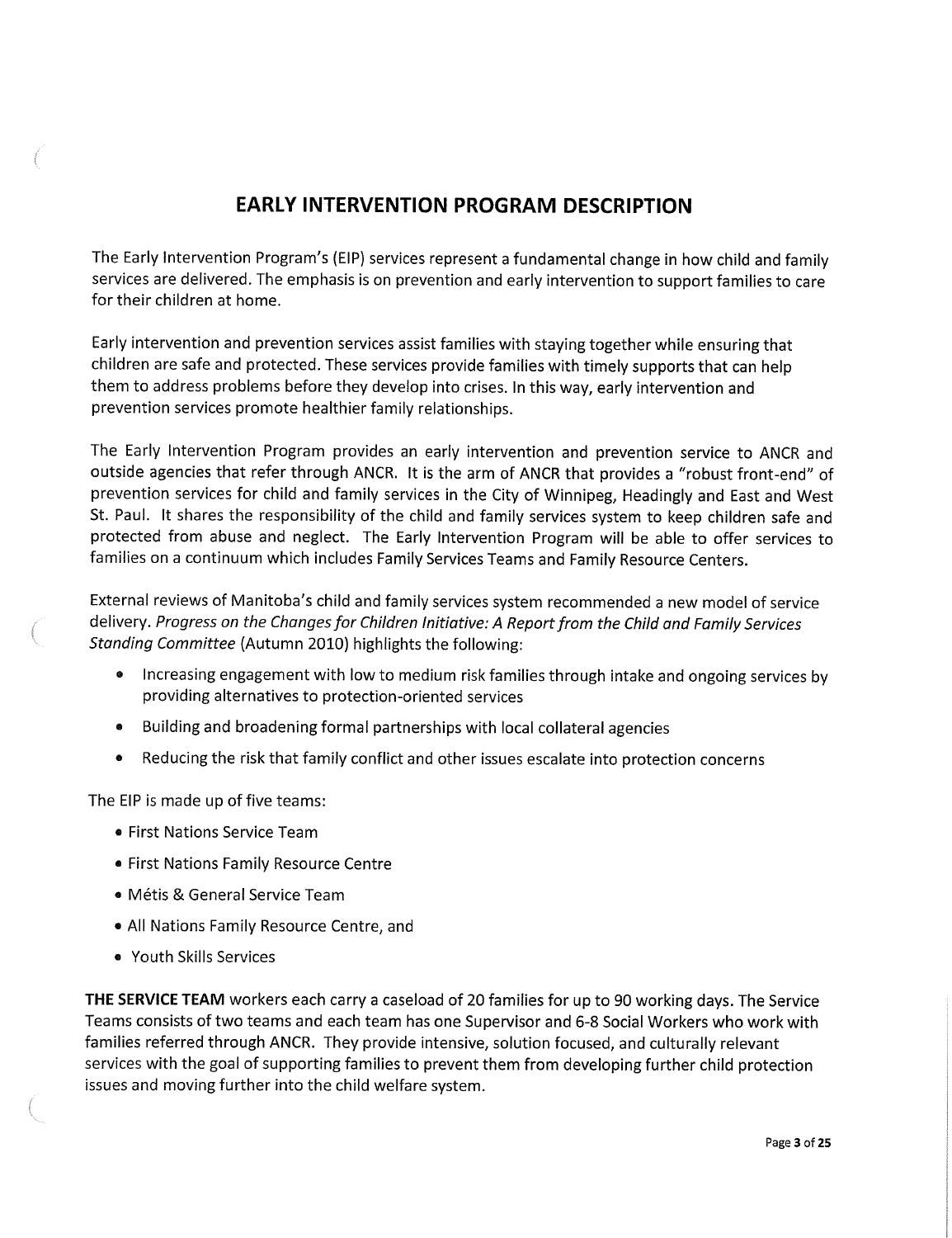# EARLY INTERVENTION PROGRAM DESCRIPTION

The Early Intervention Program's (EIP) services represent a fundamental change in how child and family services are delivered. The emphasis is on prevention and early intervention to support families to care for their children at home.

Early intervention and prevention services assist families with staying together while ensuring that children are safe and protected. These services provide families with timely supports that can help them to address problems before they develop into crises. In this way, early intervention and prevention services promote healthier family relationships.

The Early Intervention Program provides an early intervention and prevention service to ANCR and outside agencies that refer through ANCR. It is the arm of ANCR that provides a "robust front-end" of prevention services for child and family services in the City of Winnipeg, Headingly and East and West St. Paul. It shares the responsibility of the child and family services system to keep children safe and protected from abuse and neglect. The Early Intervention Program will be able to offer services to families on a continuum which includes Family Services Teams and Family Resource Centers.

External reviews of Manitoba's child and family services system recommended a new model of service delivery. *Progress on the Changes for Children Initiative: A Report from the Child and Family Services Standing Committee* (Autumn 2010) highlights the following:

- Increasing engagement with low to medium risk families through intake and ongoing services by providing alternatives to protection-oriented services
- Building and broadening formal partnerships with local collateral agencies
- Reducing the risk that family conflict and other issues escalate into protection concerns

The EIP is made up of five teams:

- First Nations Service Team
- First Nations Family Resource Centre
- Métis & General Service Team
- All Nations Family Resource Centre, and
- Youth Skills Services

**THE SERVICE TEAM** workers each carry a caseload of 20 families for up to 90 working days. The Service Teams consists of two teams and each team has one Supervisor and 6-8 Social Workers who work with families referred through ANCR. They provide intensive, solution focused, and culturally relevant services with the goal of supporting families to prevent them from developing further child protection issues and moving further into the child welfare system.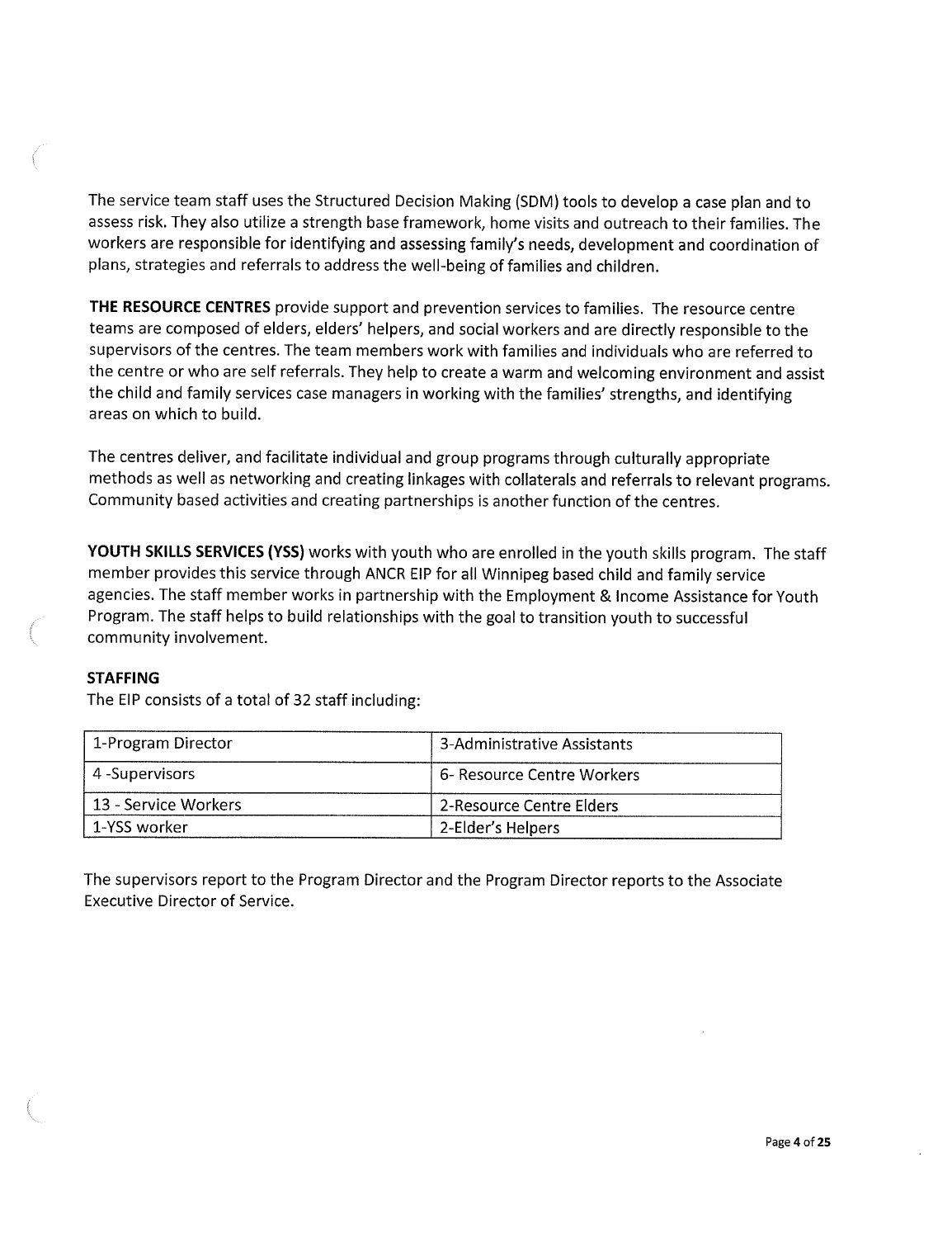The service team staff uses the Structured Decision Making (SDM) tools to develop a case plan and to assess risk. They also utilize a strength base framework, home visits and outreach to their families. The workers are responsible for identifying and assessing family's needs, development and coordination of plans, strategies and referrals to address the well-being of families and children.

**THE RESOURCE CENTRES** provide support and prevention services to families. The resource centre teams are composed of elders, elders' helpers, and social workers and are directly responsible to the supervisors of the centres. The team members work with families and individuals who are referred to the centre or who are self referrals. They help to create a warm and welcoming environment and assist the child and family services case managers in working with the families' strengths, and identifying areas on which to build.

The centres deliver, and facilitate individual and group programs through culturally appropriate methods as well as networking and creating linkages with collaterals and referrals to relevant programs. Community based activities and creating partnerships is another function of the centres.

**YOUTH SKILLS SERVICES (YSS)** works with youth who are enrolled in the youth skills program. The staff member provides this service through ANCR EIP for all Winnipeg based child and family service agencies. The staff member works in partnership with the Employment & Income Assistance for Youth Program. The staff helps to build relationships with the goal to transition youth to successful community involvement.

**STAFFING**

The EIP consists of a total of 32 staff including:

| | |
|---|---|
| 1-Program Director | 3-Administrative Assistants |
| 4 -Supervisors | 6- Resource Centre Workers |
| 13 - Service Workers | 2-Resource Centre Elders |
| 1-YSS worker | 2-Elder's Helpers |

The supervisors report to the Program Director and the Program Director reports to the Associate Executive Director of Service.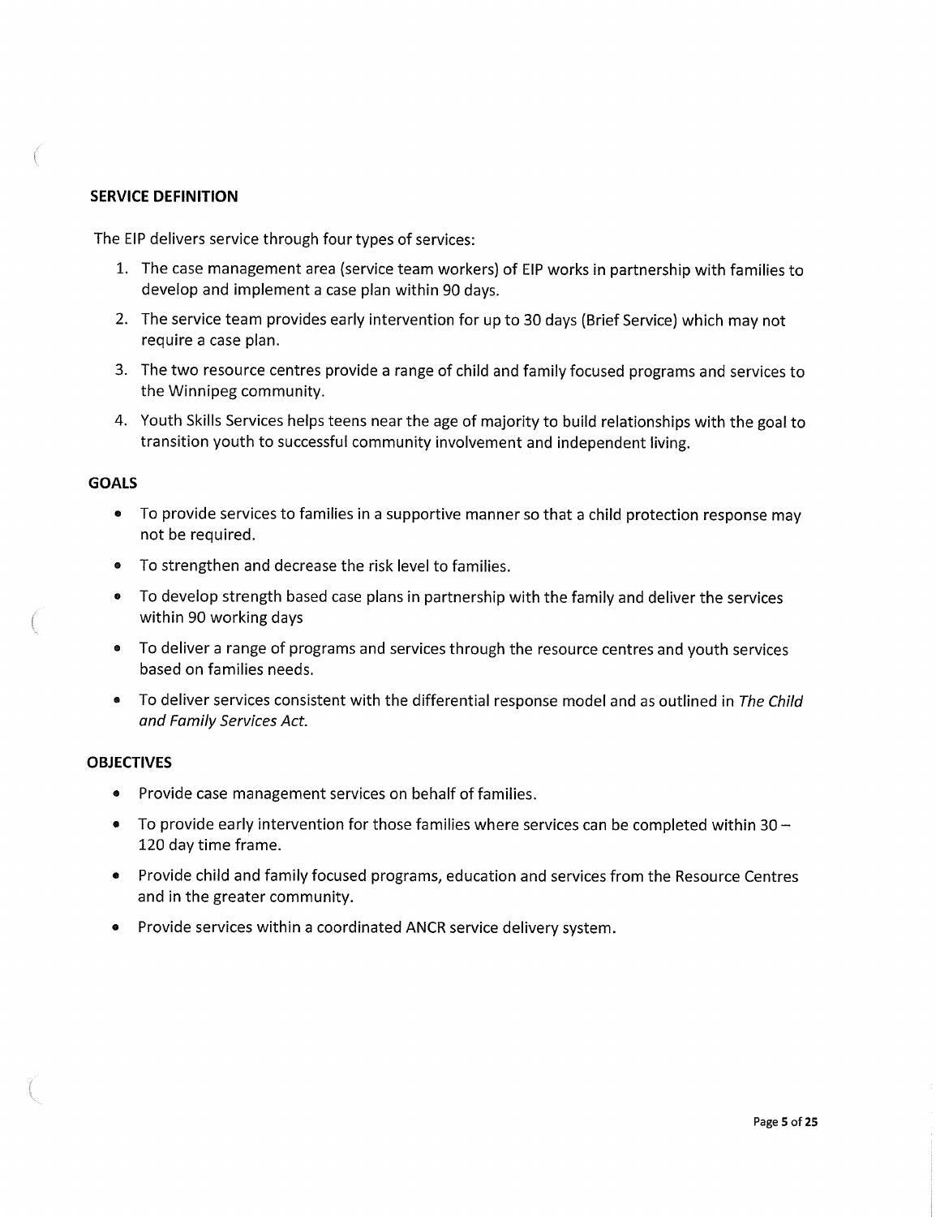## SERVICE DEFINITION

The EIP delivers service through four types of services:

1. The case management area (service team workers) of EIP works in partnership with families to develop and implement a case plan within 90 days.
2. The service team provides early intervention for up to 30 days (Brief Service) which may not require a case plan.
3. The two resource centres provide a range of child and family focused programs and services to the Winnipeg community.
4. Youth Skills Services helps teens near the age of majority to build relationships with the goal to transition youth to successful community involvement and independent living.

## GOALS

- To provide services to families in a supportive manner so that a child protection response may not be required.
- To strengthen and decrease the risk level to families.
- To develop strength based case plans in partnership with the family and deliver the services within 90 working days
- To deliver a range of programs and services through the resource centres and youth services based on families needs.
- To deliver services consistent with the differential response model and as outlined in *The Child and Family Services Act.*

## OBJECTIVES

- Provide case management services on behalf of families.
- To provide early intervention for those families where services can be completed within 30 – 120 day time frame.
- Provide child and family focused programs, education and services from the Resource Centres and in the greater community.
- Provide services within a coordinated ANCR service delivery system.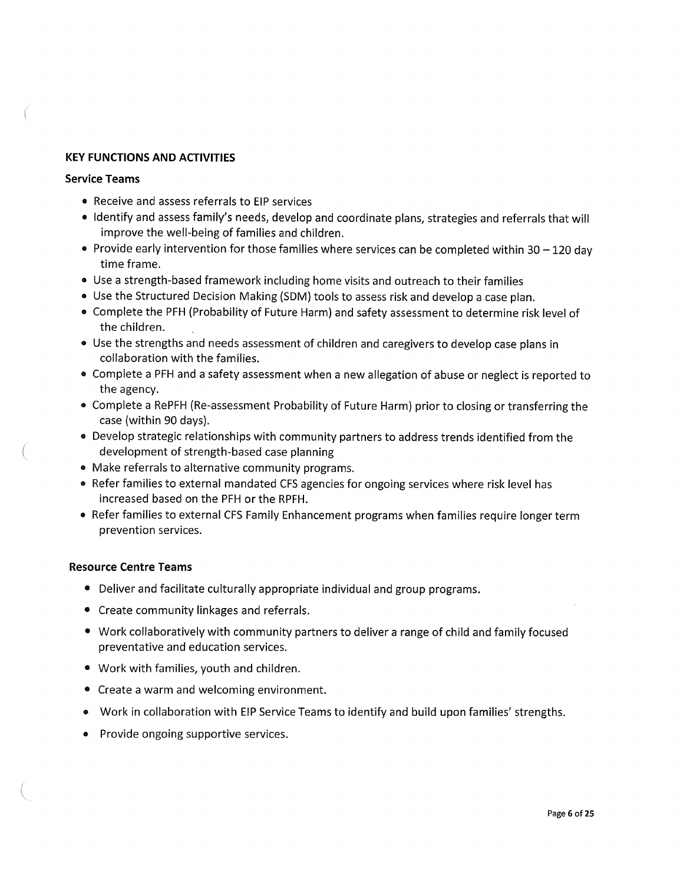## KEY FUNCTIONS AND ACTIVITIES

### Service Teams

- Receive and assess referrals to EIP services
- Identify and assess family's needs, develop and coordinate plans, strategies and referrals that will improve the well-being of families and children.
- Provide early intervention for those families where services can be completed within 30 – 120 day time frame.
- Use a strength-based framework including home visits and outreach to their families
- Use the Structured Decision Making (SDM) tools to assess risk and develop a case plan.
- Complete the PFH (Probability of Future Harm) and safety assessment to determine risk level of the children.
- Use the strengths and needs assessment of children and caregivers to develop case plans in collaboration with the families.
- Complete a PFH and a safety assessment when a new allegation of abuse or neglect is reported to the agency.
- Complete a RePFH (Re-assessment Probability of Future Harm) prior to closing or transferring the case (within 90 days).
- Develop strategic relationships with community partners to address trends identified from the development of strength-based case planning
- Make referrals to alternative community programs.
- Refer families to external mandated CFS agencies for ongoing services where risk level has increased based on the PFH or the RPFH.
- Refer families to external CFS Family Enhancement programs when families require longer term prevention services.

### Resource Centre Teams

- Deliver and facilitate culturally appropriate individual and group programs.
- Create community linkages and referrals.
- Work collaboratively with community partners to deliver a range of child and family focused preventative and education services.
- Work with families, youth and children.
- Create a warm and welcoming environment.
- Work in collaboration with EIP Service Teams to identify and build upon families' strengths.
- Provide ongoing supportive services.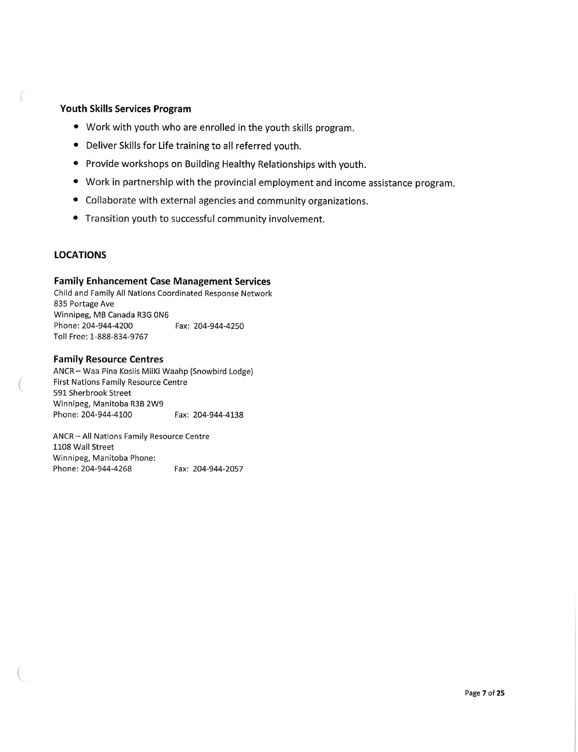### Youth Skills Services Program

- Work with youth who are enrolled in the youth skills program.
- Deliver Skills for Life training to all referred youth.
- Provide workshops on Building Healthy Relationships with youth.
- Work in partnership with the provincial employment and income assistance program.
- Collaborate with external agencies and community organizations.
- Transition youth to successful community involvement.

## LOCATIONS

### Family Enhancement Case Management Services

Child and Family All Nations Coordinated Response Network
835 Portage Ave
Winnipeg, MB Canada R3G 0N6
Phone: 204-944-4200 Fax: 204-944-4250
Toll Free: 1-888-834-9767

### Family Resource Centres

ANCR – Waa Pina Kosiis MiiKi Waahp (Snowbird Lodge)
First Nations Family Resource Centre
591 Sherbrook Street
Winnipeg, Manitoba R3B 2W9
Phone: 204-944-4100 Fax: 204-944-4138

ANCR – All Nations Family Resource Centre
1108 Wall Street
Winnipeg, Manitoba Phone:
Phone: 204-944-4268 Fax: 204-944-2057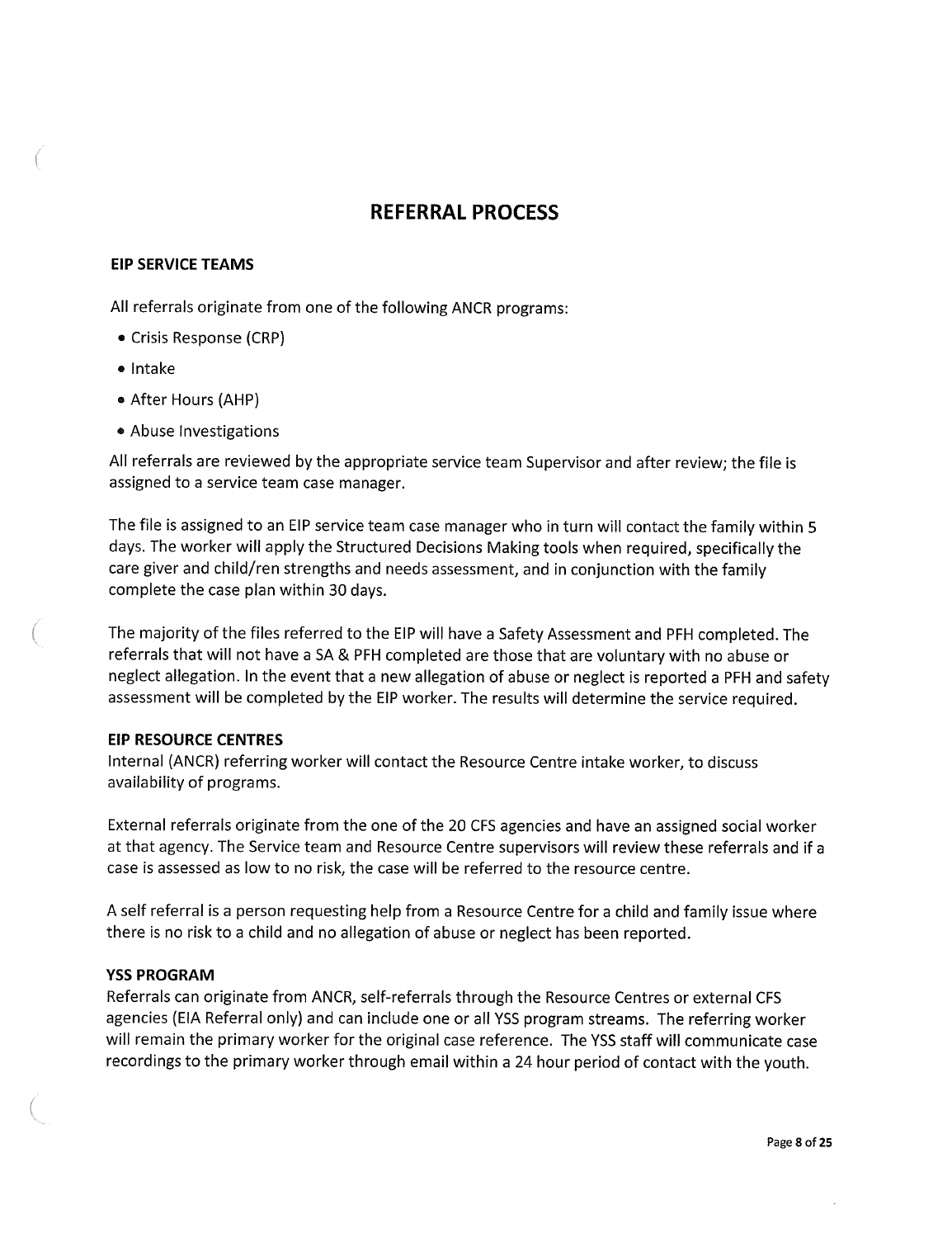# REFERRAL PROCESS

### EIP SERVICE TEAMS

All referrals originate from one of the following ANCR programs:

- Crisis Response (CRP)
- Intake
- After Hours (AHP)
- Abuse Investigations

All referrals are reviewed by the appropriate service team Supervisor and after review; the file is assigned to a service team case manager.

The file is assigned to an EIP service team case manager who in turn will contact the family within 5 days. The worker will apply the Structured Decisions Making tools when required, specifically the care giver and child/ren strengths and needs assessment, and in conjunction with the family complete the case plan within 30 days.

The majority of the files referred to the EIP will have a Safety Assessment and PFH completed. The referrals that will not have a SA & PFH completed are those that are voluntary with no abuse or neglect allegation. In the event that a new allegation of abuse or neglect is reported a PFH and safety assessment will be completed by the EIP worker. The results will determine the service required.

### EIP RESOURCE CENTRES

Internal (ANCR) referring worker will contact the Resource Centre intake worker, to discuss availability of programs.

External referrals originate from the one of the 20 CFS agencies and have an assigned social worker at that agency. The Service team and Resource Centre supervisors will review these referrals and if a case is assessed as low to no risk, the case will be referred to the resource centre.

A self referral is a person requesting help from a Resource Centre for a child and family issue where there is no risk to a child and no allegation of abuse or neglect has been reported.

### YSS PROGRAM

Referrals can originate from ANCR, self-referrals through the Resource Centres or external CFS agencies (EIA Referral only) and can include one or all YSS program streams. The referring worker will remain the primary worker for the original case reference. The YSS staff will communicate case recordings to the primary worker through email within a 24 hour period of contact with the youth.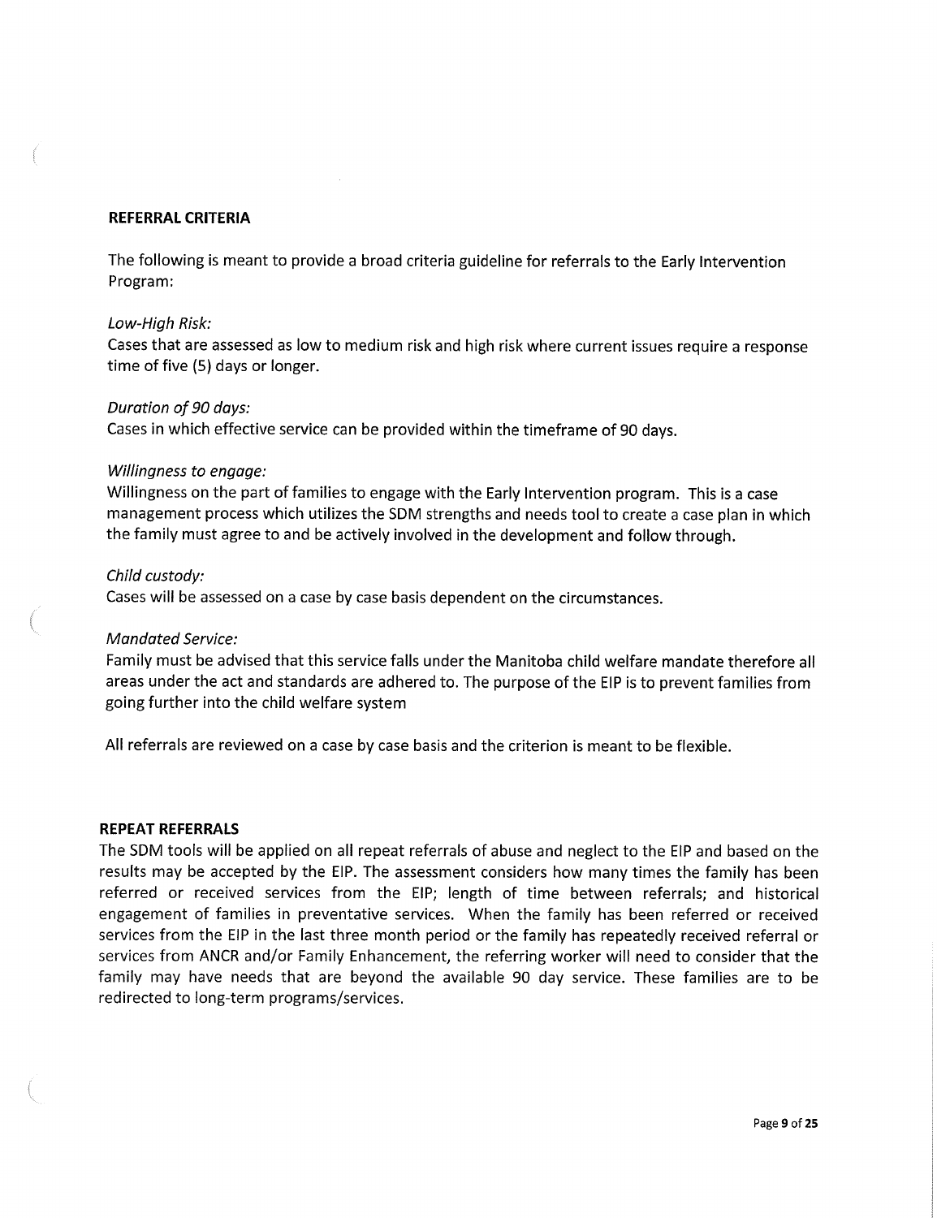## REFERRAL CRITERIA

The following is meant to provide a broad criteria guideline for referrals to the Early Intervention Program:

*Low-High Risk:*
Cases that are assessed as low to medium risk and high risk where current issues require a response time of five (5) days or longer.

*Duration of 90 days:*
Cases in which effective service can be provided within the timeframe of 90 days.

*Willingness to engage:*
Willingness on the part of families to engage with the Early Intervention program. This is a case management process which utilizes the SDM strengths and needs tool to create a case plan in which the family must agree to and be actively involved in the development and follow through.

*Child custody:*
Cases will be assessed on a case by case basis dependent on the circumstances.

*Mandated Service:*
Family must be advised that this service falls under the Manitoba child welfare mandate therefore all areas under the act and standards are adhered to. The purpose of the EIP is to prevent families from going further into the child welfare system

All referrals are reviewed on a case by case basis and the criterion is meant to be flexible.

## REPEAT REFERRALS

The SDM tools will be applied on all repeat referrals of abuse and neglect to the EIP and based on the results may be accepted by the EIP. The assessment considers how many times the family has been referred or received services from the EIP; length of time between referrals; and historical engagement of families in preventative services. When the family has been referred or received services from the EIP in the last three month period or the family has repeatedly received referral or services from ANCR and/or Family Enhancement, the referring worker will need to consider that the family may have needs that are beyond the available 90 day service. These families are to be redirected to long-term programs/services.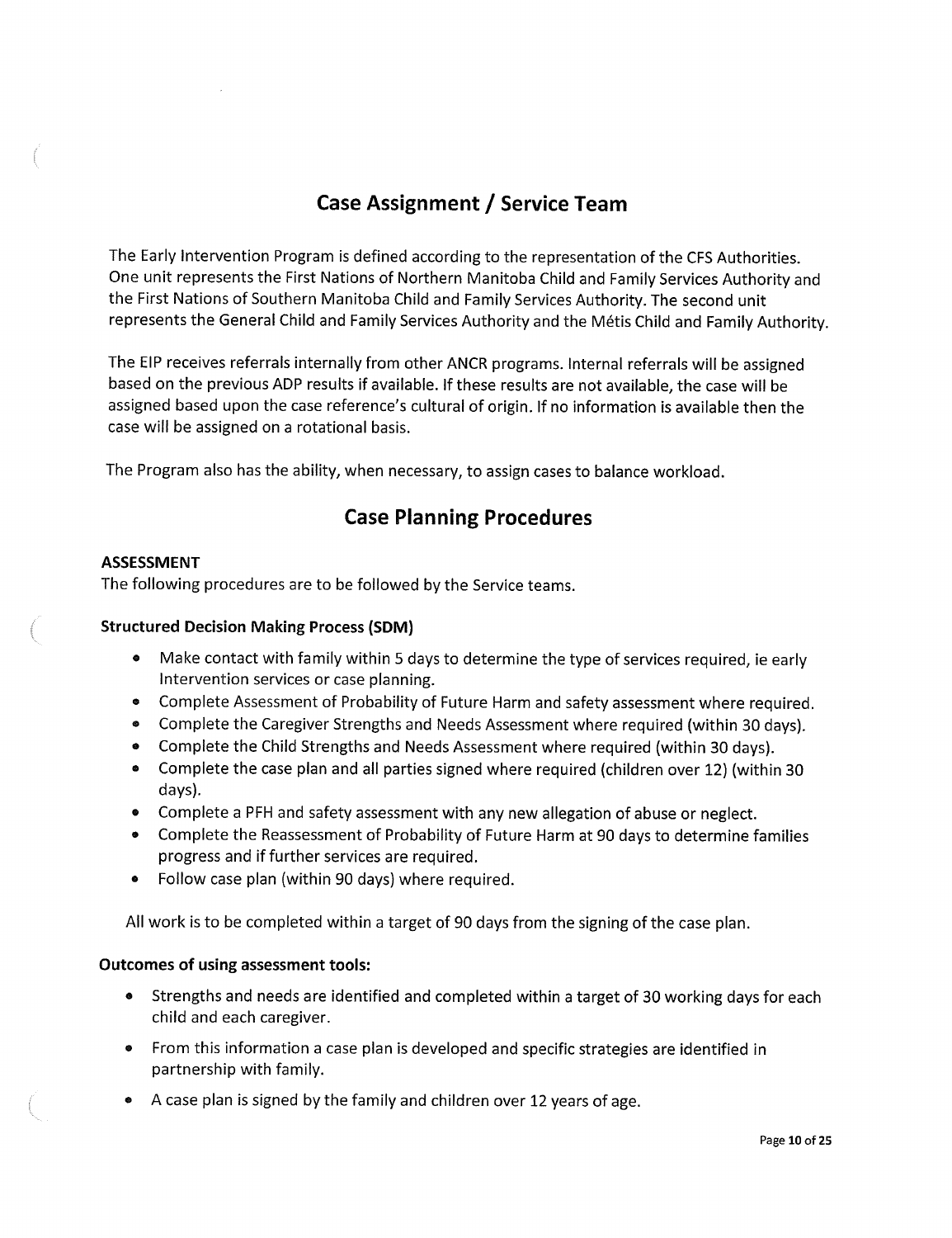## Case Assignment / Service Team

The Early Intervention Program is defined according to the representation of the CFS Authorities. One unit represents the First Nations of Northern Manitoba Child and Family Services Authority and the First Nations of Southern Manitoba Child and Family Services Authority. The second unit represents the General Child and Family Services Authority and the Métis Child and Family Authority.

The EIP receives referrals internally from other ANCR programs. Internal referrals will be assigned based on the previous ADP results if available. If these results are not available, the case will be assigned based upon the case reference's cultural of origin. If no information is available then the case will be assigned on a rotational basis.

The Program also has the ability, when necessary, to assign cases to balance workload.

## Case Planning Procedures

**ASSESSMENT**

The following procedures are to be followed by the Service teams.

**Structured Decision Making Process (SDM)**

- Make contact with family within 5 days to determine the type of services required, ie early Intervention services or case planning.
- Complete Assessment of Probability of Future Harm and safety assessment where required.
- Complete the Caregiver Strengths and Needs Assessment where required (within 30 days).
- Complete the Child Strengths and Needs Assessment where required (within 30 days).
- Complete the case plan and all parties signed where required (children over 12) (within 30 days).
- Complete a PFH and safety assessment with any new allegation of abuse or neglect.
- Complete the Reassessment of Probability of Future Harm at 90 days to determine families progress and if further services are required.
- Follow case plan (within 90 days) where required.

All work is to be completed within a target of 90 days from the signing of the case plan.

**Outcomes of using assessment tools:**

- Strengths and needs are identified and completed within a target of 30 working days for each child and each caregiver.
- From this information a case plan is developed and specific strategies are identified in partnership with family.
- A case plan is signed by the family and children over 12 years of age.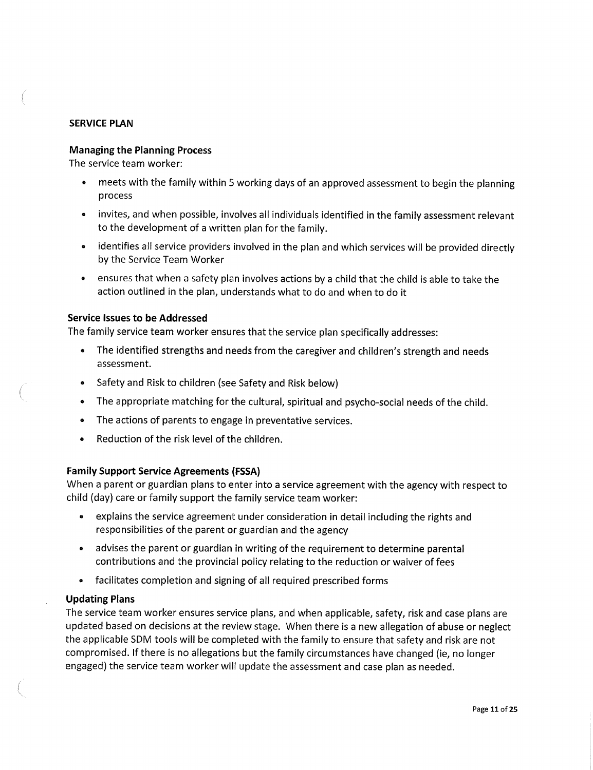## SERVICE PLAN

### Managing the Planning Process

The service team worker:

- meets with the family within 5 working days of an approved assessment to begin the planning process
- invites, and when possible, involves all individuals identified in the family assessment relevant to the development of a written plan for the family.
- identifies all service providers involved in the plan and which services will be provided directly by the Service Team Worker
- ensures that when a safety plan involves actions by a child that the child is able to take the action outlined in the plan, understands what to do and when to do it

### Service Issues to be Addressed

The family service team worker ensures that the service plan specifically addresses:

- The identified strengths and needs from the caregiver and children's strength and needs assessment.
- Safety and Risk to children (see Safety and Risk below)
- The appropriate matching for the cultural, spiritual and psycho-social needs of the child.
- The actions of parents to engage in preventative services.
- Reduction of the risk level of the children.

### Family Support Service Agreements (FSSA)

When a parent or guardian plans to enter into a service agreement with the agency with respect to child (day) care or family support the family service team worker:

- explains the service agreement under consideration in detail including the rights and responsibilities of the parent or guardian and the agency
- advises the parent or guardian in writing of the requirement to determine parental contributions and the provincial policy relating to the reduction or waiver of fees
- facilitates completion and signing of all required prescribed forms

### Updating Plans

The service team worker ensures service plans, and when applicable, safety, risk and case plans are updated based on decisions at the review stage. When there is a new allegation of abuse or neglect the applicable SDM tools will be completed with the family to ensure that safety and risk are not compromised. If there is no allegations but the family circumstances have changed (ie, no longer engaged) the service team worker will update the assessment and case plan as needed.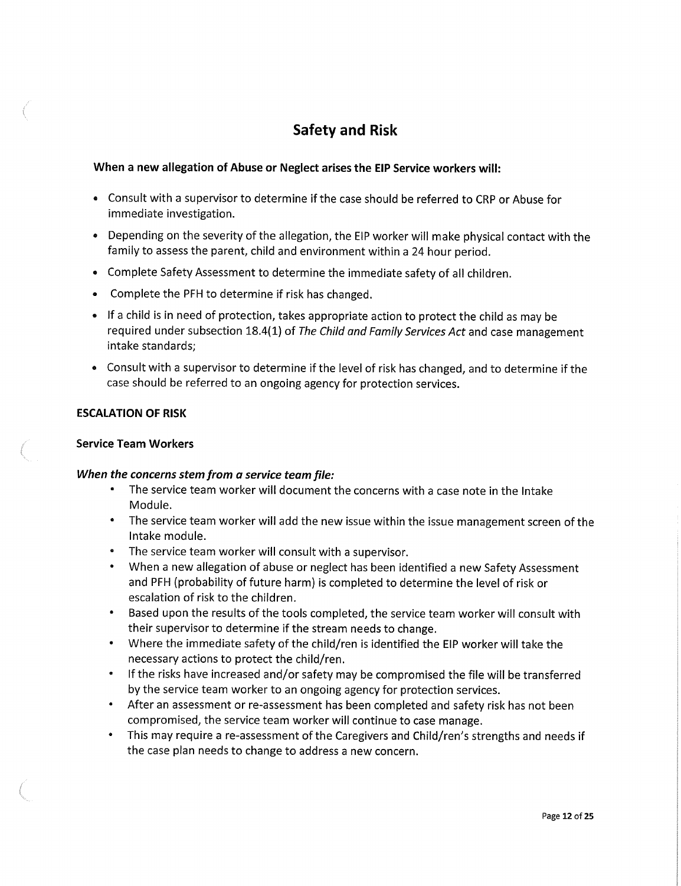# Safety and Risk

**When a new allegation of Abuse or Neglect arises the EIP Service workers will:**

- Consult with a supervisor to determine if the case should be referred to CRP or Abuse for immediate investigation.
- Depending on the severity of the allegation, the EIP worker will make physical contact with the family to assess the parent, child and environment within a 24 hour period.
- Complete Safety Assessment to determine the immediate safety of all children.
- Complete the PFH to determine if risk has changed.
- If a child is in need of protection, takes appropriate action to protect the child as may be required under subsection 18.4(1) of *The Child and Family Services Act* and case management intake standards;
- Consult with a supervisor to determine if the level of risk has changed, and to determine if the case should be referred to an ongoing agency for protection services.

**ESCALATION OF RISK**

**Service Team Workers**

***When the concerns stem from a service team file:***

- The service team worker will document the concerns with a case note in the Intake Module.
- The service team worker will add the new issue within the issue management screen of the Intake module.
- The service team worker will consult with a supervisor.
- When a new allegation of abuse or neglect has been identified a new Safety Assessment and PFH (probability of future harm) is completed to determine the level of risk or escalation of risk to the children.
- Based upon the results of the tools completed, the service team worker will consult with their supervisor to determine if the stream needs to change.
- Where the immediate safety of the child/ren is identified the EIP worker will take the necessary actions to protect the child/ren.
- If the risks have increased and/or safety may be compromised the file will be transferred by the service team worker to an ongoing agency for protection services.
- After an assessment or re-assessment has been completed and safety risk has not been compromised, the service team worker will continue to case manage.
- This may require a re-assessment of the Caregivers and Child/ren's strengths and needs if the case plan needs to change to address a new concern.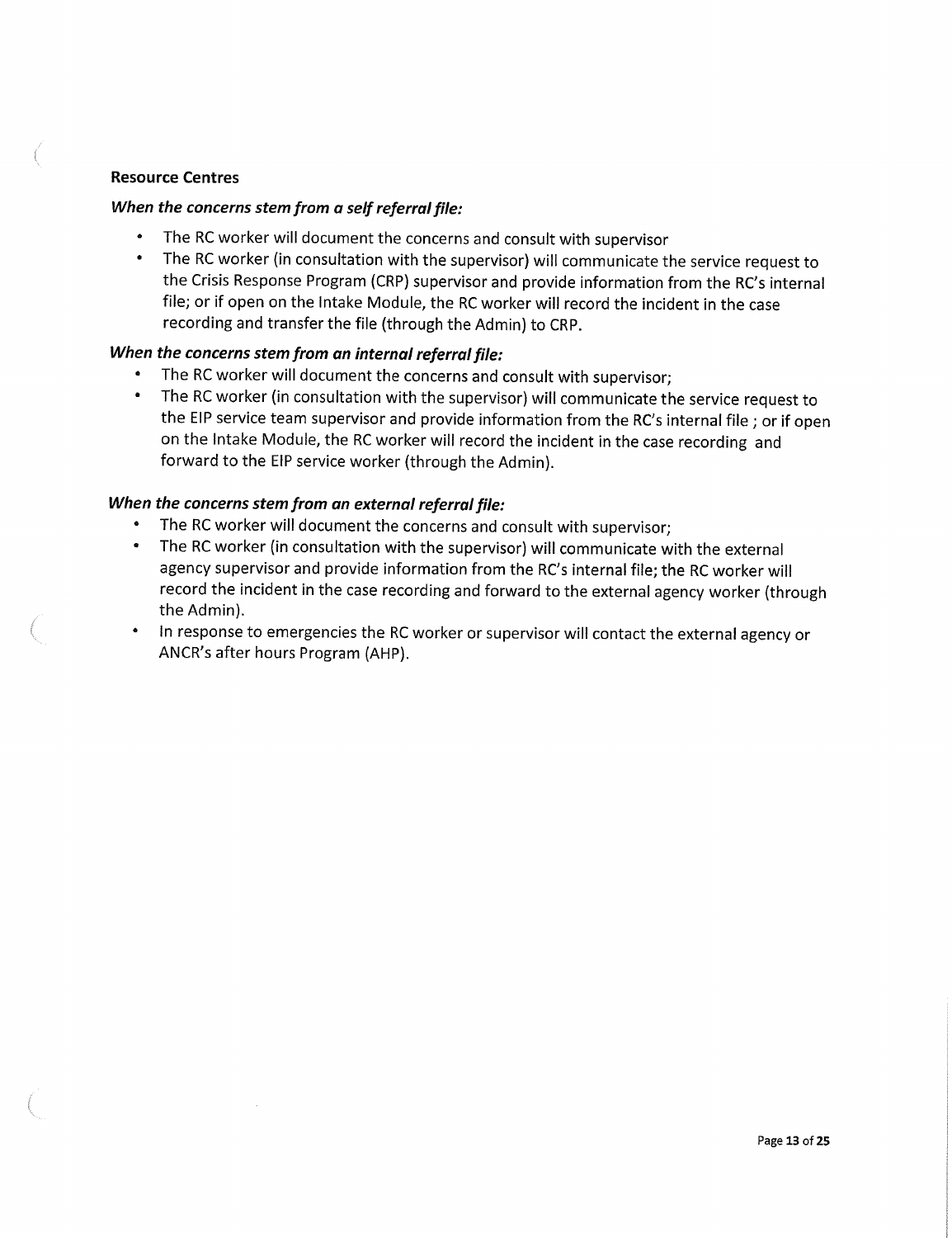### Resource Centres

***When the concerns stem from a self referral file:***

- The RC worker will document the concerns and consult with supervisor
- The RC worker (in consultation with the supervisor) will communicate the service request to the Crisis Response Program (CRP) supervisor and provide information from the RC's internal file; or if open on the Intake Module, the RC worker will record the incident in the case recording and transfer the file (through the Admin) to CRP.

***When the concerns stem from an internal referral file:***

- The RC worker will document the concerns and consult with supervisor;
- The RC worker (in consultation with the supervisor) will communicate the service request to the EIP service team supervisor and provide information from the RC's internal file ; or if open on the Intake Module, the RC worker will record the incident in the case recording and forward to the EIP service worker (through the Admin).

***When the concerns stem from an external referral file:***

- The RC worker will document the concerns and consult with supervisor;
- The RC worker (in consultation with the supervisor) will communicate with the external agency supervisor and provide information from the RC's internal file; the RC worker will record the incident in the case recording and forward to the external agency worker (through the Admin).
- In response to emergencies the RC worker or supervisor will contact the external agency or ANCR's after hours Program (AHP).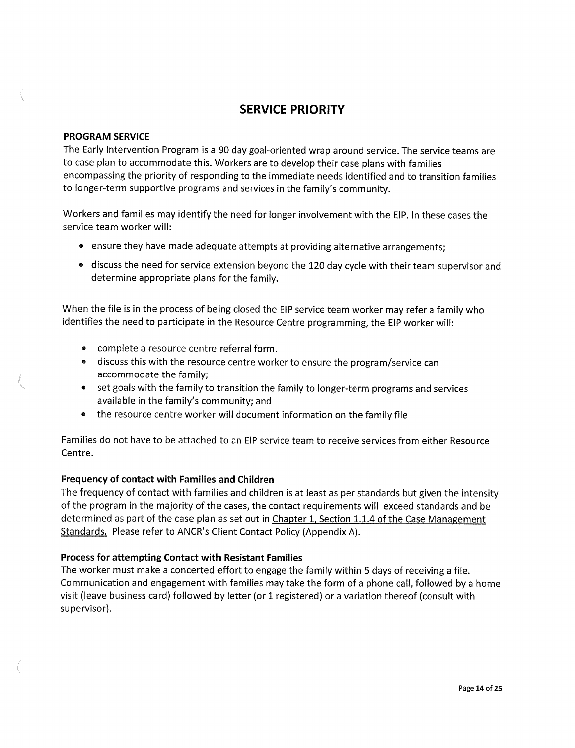# SERVICE PRIORITY

**PROGRAM SERVICE**

The Early Intervention Program is a 90 day goal-oriented wrap around service. The service teams are to case plan to accommodate this. Workers are to develop their case plans with families encompassing the priority of responding to the immediate needs identified and to transition families to longer-term supportive programs and services in the family's community.

Workers and families may identify the need for longer involvement with the EIP. In these cases the service team worker will:

- ensure they have made adequate attempts at providing alternative arrangements;
- discuss the need for service extension beyond the 120 day cycle with their team supervisor and determine appropriate plans for the family.

When the file is in the process of being closed the EIP service team worker may refer a family who identifies the need to participate in the Resource Centre programming, the EIP worker will:

- complete a resource centre referral form.
- discuss this with the resource centre worker to ensure the program/service can accommodate the family;
- set goals with the family to transition the family to longer-term programs and services available in the family's community; and
- the resource centre worker will document information on the family file

Families do not have to be attached to an EIP service team to receive services from either Resource Centre.

**Frequency of contact with Families and Children**

The frequency of contact with families and children is at least as per standards but given the intensity of the program in the majority of the cases, the contact requirements will exceed standards and be determined as part of the case plan as set out in Chapter 1, Section 1.1.4 of the Case Management Standards. Please refer to ANCR's Client Contact Policy (Appendix A).

**Process for attempting Contact with Resistant Families**

The worker must make a concerted effort to engage the family within 5 days of receiving a file. Communication and engagement with families may take the form of a phone call, followed by a home visit (leave business card) followed by letter (or 1 registered) or a variation thereof (consult with supervisor).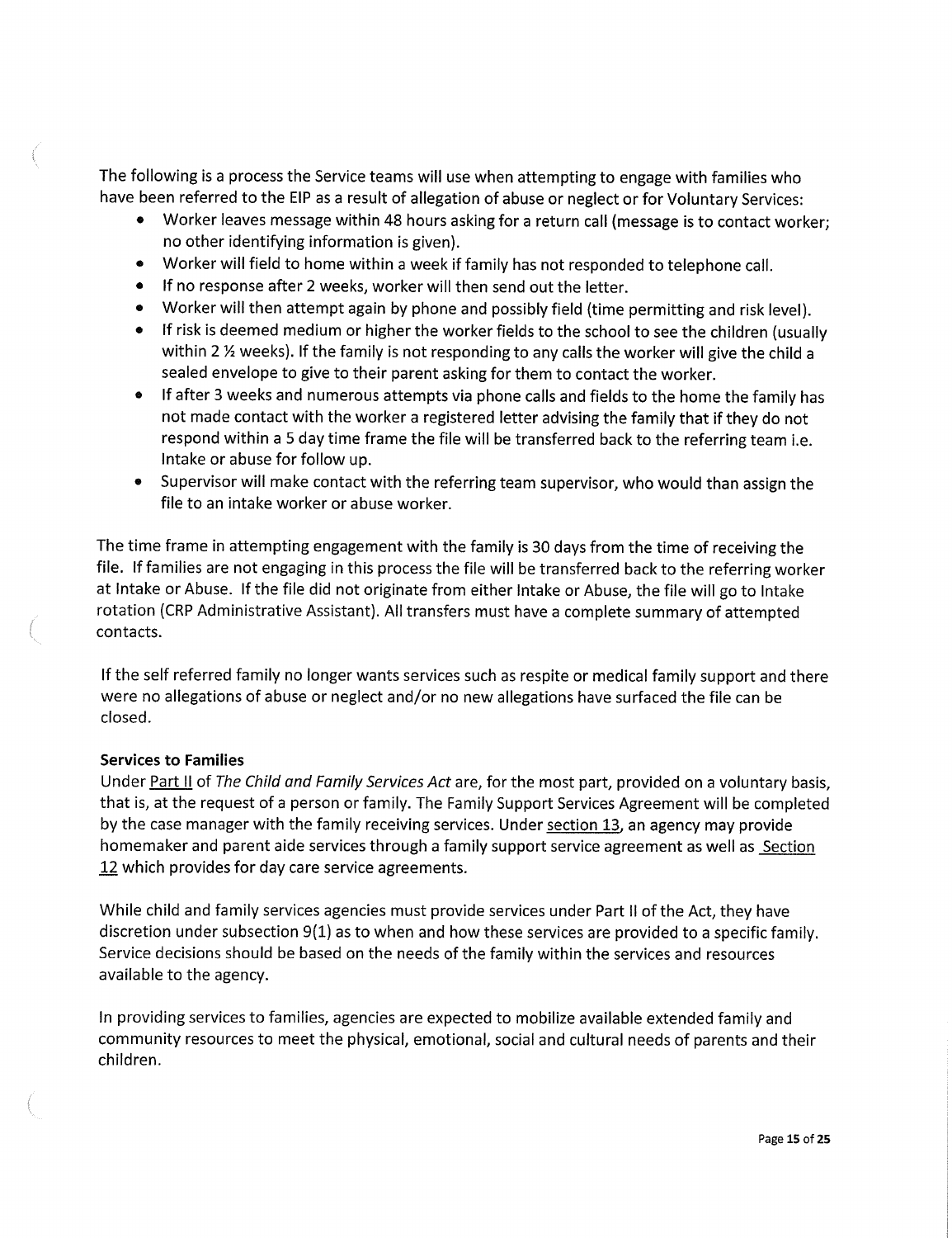The following is a process the Service teams will use when attempting to engage with families who have been referred to the EIP as a result of allegation of abuse or neglect or for Voluntary Services:

- Worker leaves message within 48 hours asking for a return call (message is to contact worker; no other identifying information is given).
- Worker will field to home within a week if family has not responded to telephone call.
- If no response after 2 weeks, worker will then send out the letter.
- Worker will then attempt again by phone and possibly field (time permitting and risk level).
- If risk is deemed medium or higher the worker fields to the school to see the children (usually within 2 ½ weeks). If the family is not responding to any calls the worker will give the child a sealed envelope to give to their parent asking for them to contact the worker.
- If after 3 weeks and numerous attempts via phone calls and fields to the home the family has not made contact with the worker a registered letter advising the family that if they do not respond within a 5 day time frame the file will be transferred back to the referring team i.e. Intake or abuse for follow up.
- Supervisor will make contact with the referring team supervisor, who would than assign the file to an intake worker or abuse worker.

The time frame in attempting engagement with the family is 30 days from the time of receiving the file. If families are not engaging in this process the file will be transferred back to the referring worker at Intake or Abuse. If the file did not originate from either Intake or Abuse, the file will go to Intake rotation (CRP Administrative Assistant). All transfers must have a complete summary of attempted contacts.

If the self referred family no longer wants services such as respite or medical family support and there were no allegations of abuse or neglect and/or no new allegations have surfaced the file can be closed.

**Services to Families**

Under Part II of *The Child and Family Services Act* are, for the most part, provided on a voluntary basis, that is, at the request of a person or family. The Family Support Services Agreement will be completed by the case manager with the family receiving services. Under section 13, an agency may provide homemaker and parent aide services through a family support service agreement as well as Section 12 which provides for day care service agreements.

While child and family services agencies must provide services under Part II of the Act, they have discretion under subsection 9(1) as to when and how these services are provided to a specific family. Service decisions should be based on the needs of the family within the services and resources available to the agency.

In providing services to families, agencies are expected to mobilize available extended family and community resources to meet the physical, emotional, social and cultural needs of parents and their children.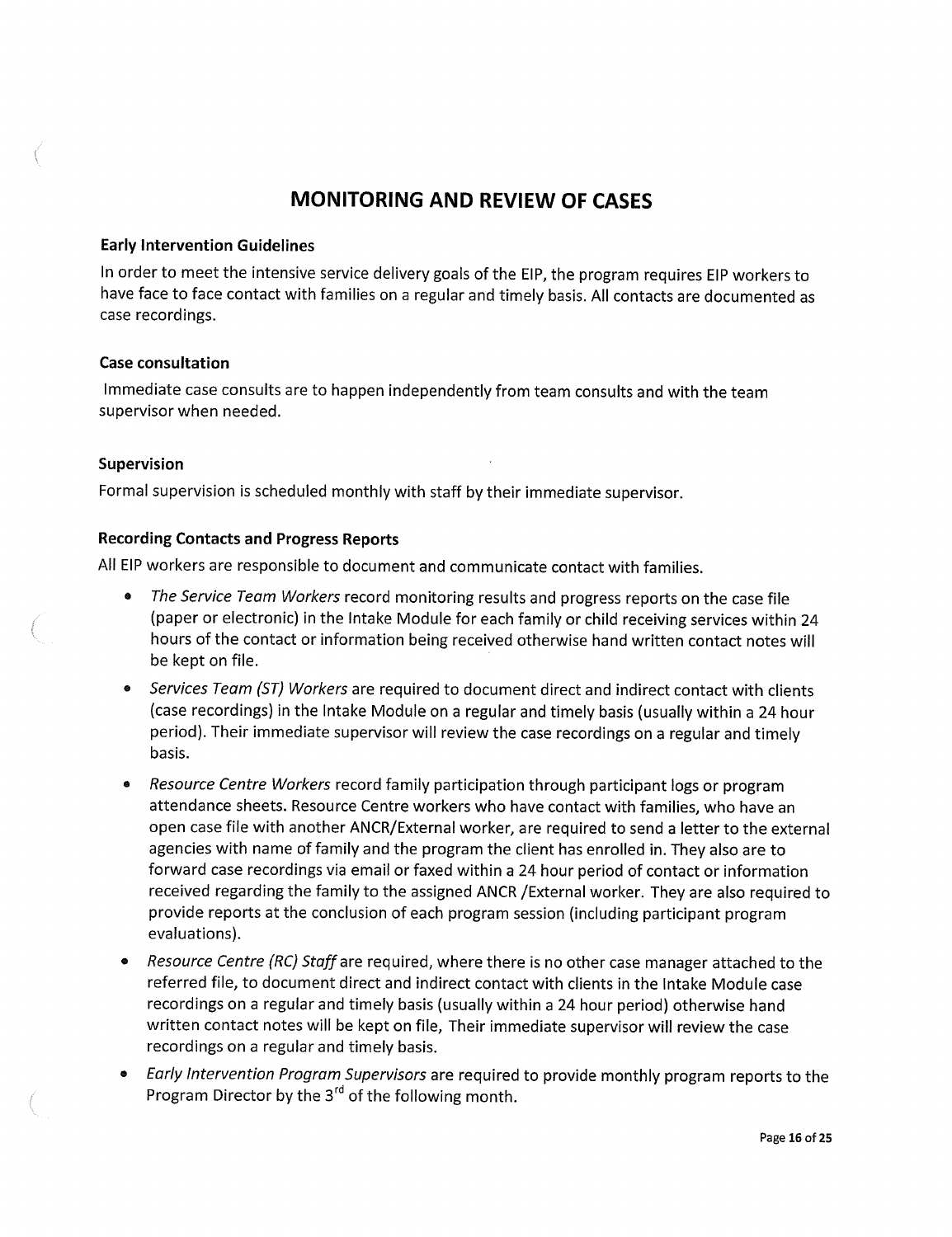# MONITORING AND REVIEW OF CASES

### Early Intervention Guidelines

In order to meet the intensive service delivery goals of the EIP, the program requires EIP workers to have face to face contact with families on a regular and timely basis. All contacts are documented as case recordings.

### Case consultation

Immediate case consults are to happen independently from team consults and with the team supervisor when needed.

### Supervision

Formal supervision is scheduled monthly with staff by their immediate supervisor.

### Recording Contacts and Progress Reports

All EIP workers are responsible to document and communicate contact with families.

- *The Service Team Workers* record monitoring results and progress reports on the case file (paper or electronic) in the Intake Module for each family or child receiving services within 24 hours of the contact or information being received otherwise hand written contact notes will be kept on file.
- *Services Team (ST) Workers* are required to document direct and indirect contact with clients (case recordings) in the Intake Module on a regular and timely basis (usually within a 24 hour period). Their immediate supervisor will review the case recordings on a regular and timely basis.
- *Resource Centre Workers* record family participation through participant logs or program attendance sheets. Resource Centre workers who have contact with families, who have an open case file with another ANCR/External worker, are required to send a letter to the external agencies with name of family and the program the client has enrolled in. They also are to forward case recordings via email or faxed within a 24 hour period of contact or information received regarding the family to the assigned ANCR /External worker. They are also required to provide reports at the conclusion of each program session (including participant program evaluations).
- *Resource Centre (RC) Staff* are required, where there is no other case manager attached to the referred file, to document direct and indirect contact with clients in the Intake Module case recordings on a regular and timely basis (usually within a 24 hour period) otherwise hand written contact notes will be kept on file, Their immediate supervisor will review the case recordings on a regular and timely basis.
- *Early Intervention Program Supervisors* are required to provide monthly program reports to the Program Director by the 3rd of the following month.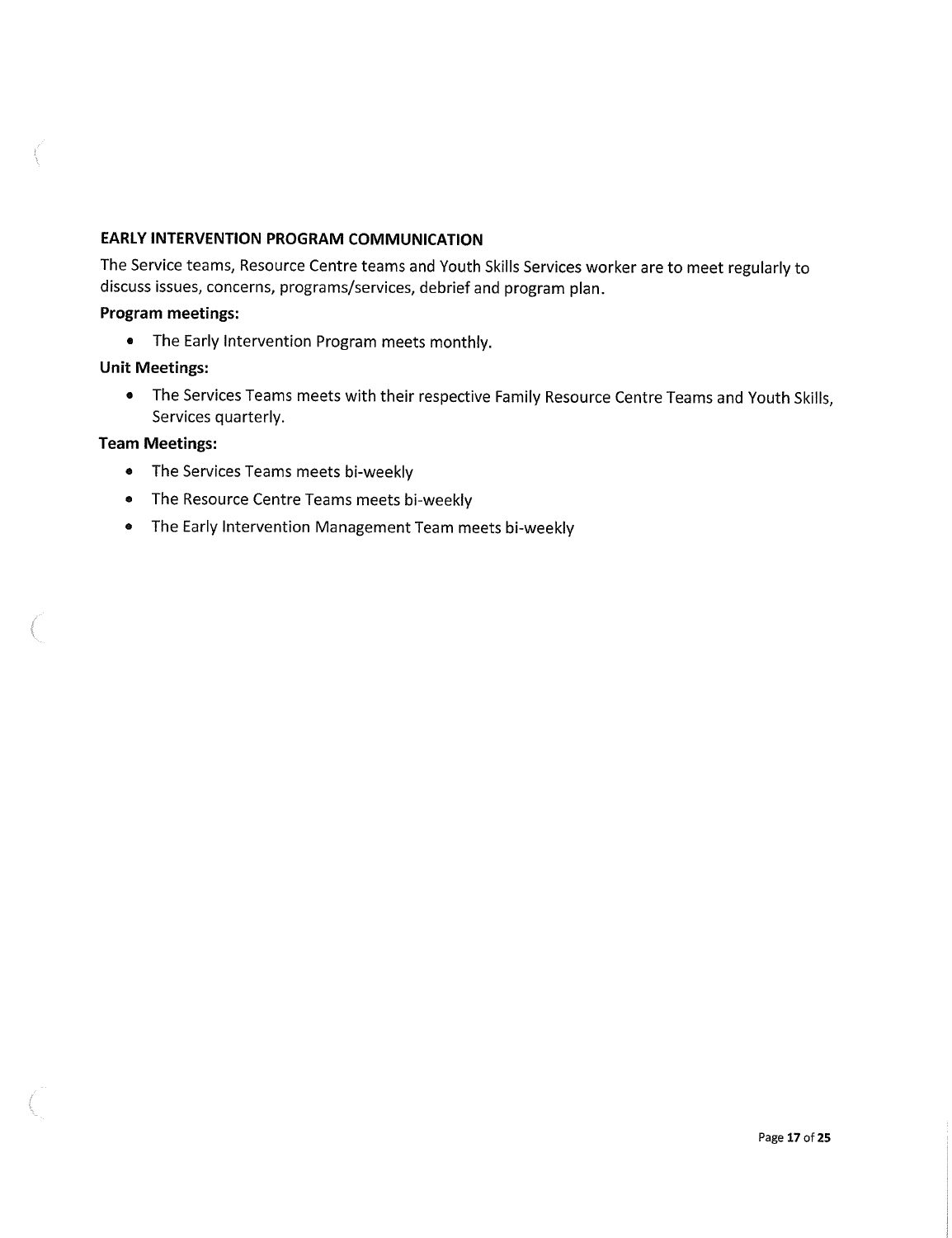## EARLY INTERVENTION PROGRAM COMMUNICATION

The Service teams, Resource Centre teams and Youth Skills Services worker are to meet regularly to discuss issues, concerns, programs/services, debrief and program plan.

**Program meetings:**

- The Early Intervention Program meets monthly.

**Unit Meetings:**

- The Services Teams meets with their respective Family Resource Centre Teams and Youth Skills, Services quarterly.

**Team Meetings:**

- The Services Teams meets bi-weekly
- The Resource Centre Teams meets bi-weekly
- The Early Intervention Management Team meets bi-weekly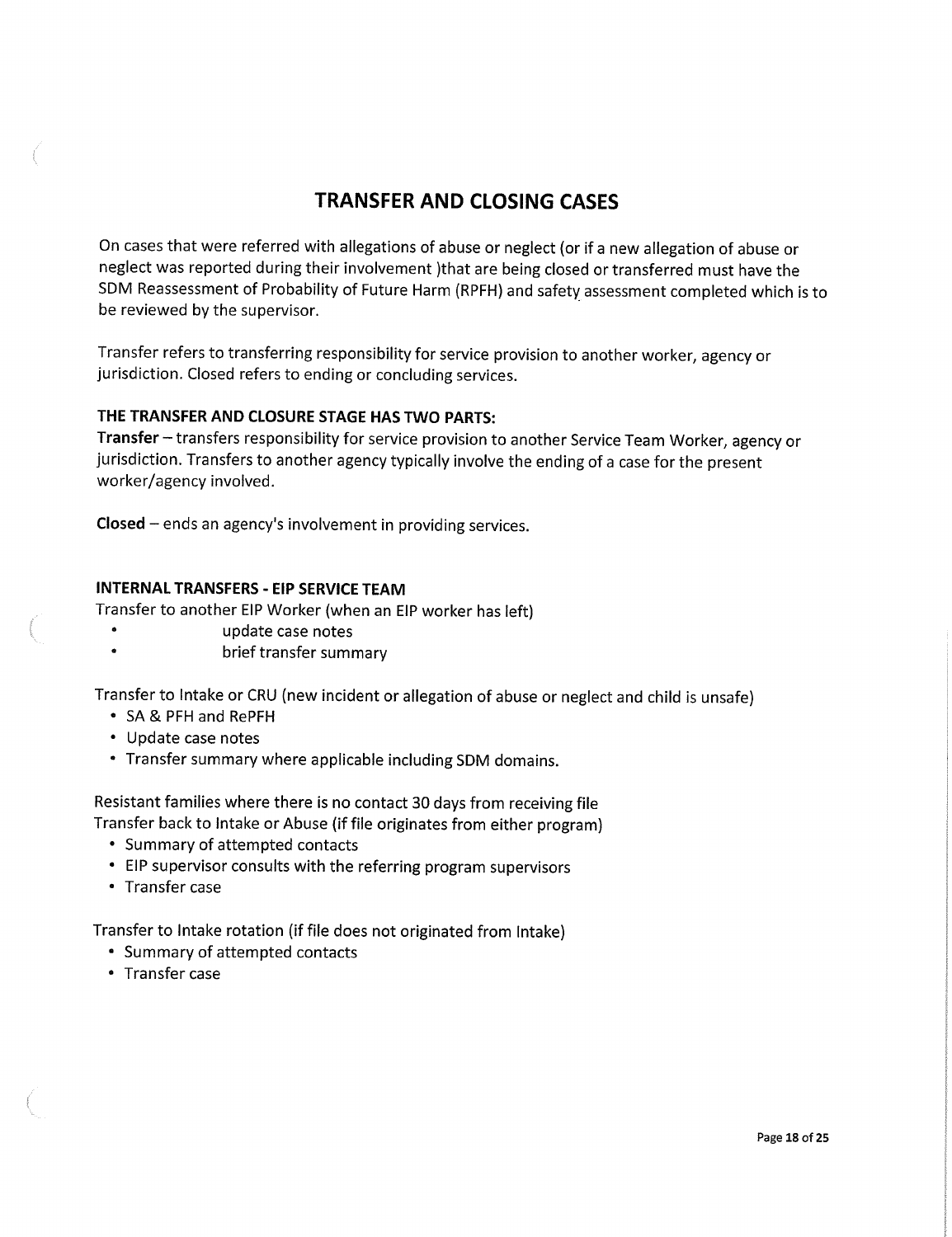# TRANSFER AND CLOSING CASES

On cases that were referred with allegations of abuse or neglect (or if a new allegation of abuse or neglect was reported during their involvement )that are being closed or transferred must have the SDM Reassessment of Probability of Future Harm (RPFH) and safety assessment completed which is to be reviewed by the supervisor.

Transfer refers to transferring responsibility for service provision to another worker, agency or jurisdiction. Closed refers to ending or concluding services.

### THE TRANSFER AND CLOSURE STAGE HAS TWO PARTS:

**Transfer** – transfers responsibility for service provision to another Service Team Worker, agency or jurisdiction. Transfers to another agency typically involve the ending of a case for the present worker/agency involved.

**Closed** – ends an agency's involvement in providing services.

### INTERNAL TRANSFERS - EIP SERVICE TEAM

Transfer to another EIP Worker (when an EIP worker has left)

- update case notes
- brief transfer summary

Transfer to Intake or CRU (new incident or allegation of abuse or neglect and child is unsafe)

- SA & PFH and RePFH
- Update case notes
- Transfer summary where applicable including SDM domains.

Resistant families where there is no contact 30 days from receiving file
Transfer back to Intake or Abuse (if file originates from either program)

- Summary of attempted contacts
- EIP supervisor consults with the referring program supervisors
- Transfer case

Transfer to Intake rotation (if file does not originated from Intake)

- Summary of attempted contacts
- Transfer case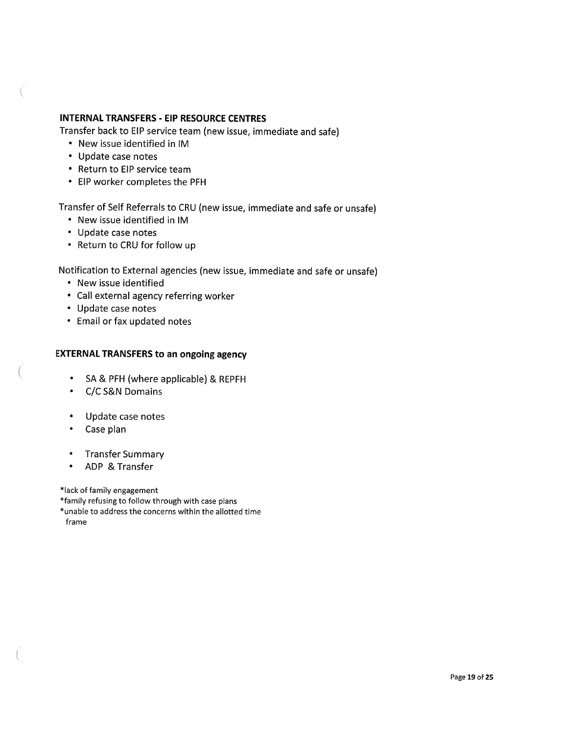### INTERNAL TRANSFERS - EIP RESOURCE CENTRES

Transfer back to EIP service team (new issue, immediate and safe)

- New issue identified in IM
- Update case notes
- Return to EIP service team
- EIP worker completes the PFH

Transfer of Self Referrals to CRU (new issue, immediate and safe or unsafe)

- New issue identified in IM
- Update case notes
- Return to CRU for follow up

Notification to External agencies (new issue, immediate and safe or unsafe)

- New issue identified
- Call external agency referring worker
- Update case notes
- Email or fax updated notes

### EXTERNAL TRANSFERS to an ongoing agency

- SA & PFH (where applicable) & REPFH
- C/C S&N Domains

- Update case notes
- Case plan

- Transfer Summary
- ADP & Transfer

*lack of family engagement
*family refusing to follow through with case plans
*unable to address the concerns within the allotted time frame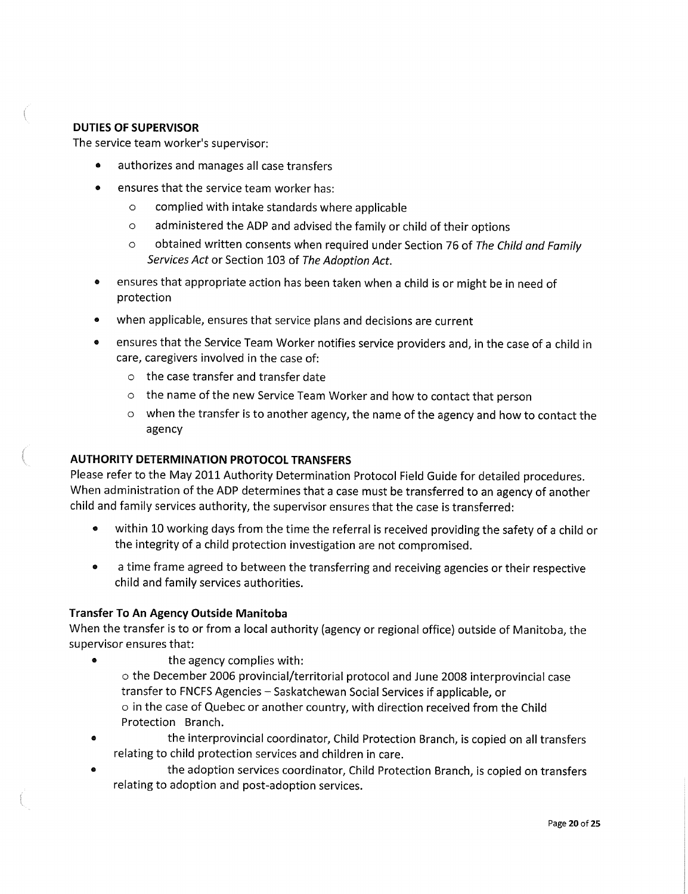**DUTIES OF SUPERVISOR**

The service team worker's supervisor:

- authorizes and manages all case transfers
- ensures that the service team worker has:
  - complied with intake standards where applicable
  - administered the ADP and advised the family or child of their options
  - obtained written consents when required under Section 76 of *The Child and Family Services Act* or Section 103 of *The Adoption Act*.
- ensures that appropriate action has been taken when a child is or might be in need of protection
- when applicable, ensures that service plans and decisions are current
- ensures that the Service Team Worker notifies service providers and, in the case of a child in care, caregivers involved in the case of:
  - the case transfer and transfer date
  - the name of the new Service Team Worker and how to contact that person
  - when the transfer is to another agency, the name of the agency and how to contact the agency

**AUTHORITY DETERMINATION PROTOCOL TRANSFERS**

Please refer to the May 2011 Authority Determination Protocol Field Guide for detailed procedures. When administration of the ADP determines that a case must be transferred to an agency of another child and family services authority, the supervisor ensures that the case is transferred:

- within 10 working days from the time the referral is received providing the safety of a child or the integrity of a child protection investigation are not compromised.
- a time frame agreed to between the transferring and receiving agencies or their respective child and family services authorities.

**Transfer To An Agency Outside Manitoba**

When the transfer is to or from a local authority (agency or regional office) outside of Manitoba, the supervisor ensures that:

- the agency complies with:
  - the December 2006 provincial/territorial protocol and June 2008 interprovincial case transfer to FNCFS Agencies – Saskatchewan Social Services if applicable, or
  - in the case of Quebec or another country, with direction received from the Child Protection Branch.
- the interprovincial coordinator, Child Protection Branch, is copied on all transfers relating to child protection services and children in care.
- the adoption services coordinator, Child Protection Branch, is copied on transfers relating to adoption and post-adoption services.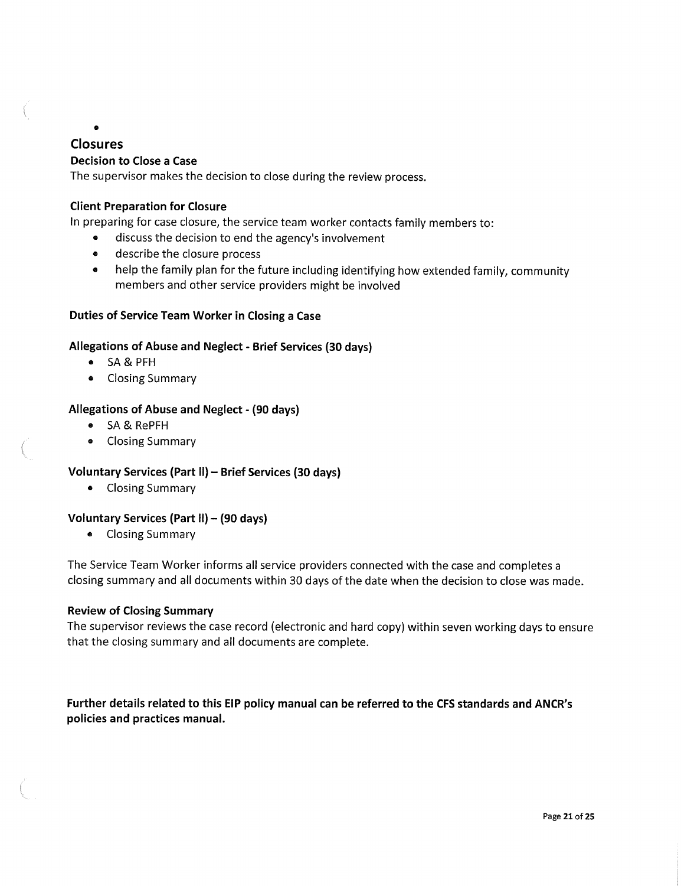## Closures

### Decision to Close a Case

The supervisor makes the decision to close during the review process.

### Client Preparation for Closure

In preparing for case closure, the service team worker contacts family members to:

- discuss the decision to end the agency's involvement
- describe the closure process
- help the family plan for the future including identifying how extended family, community members and other service providers might be involved

### Duties of Service Team Worker in Closing a Case

### Allegations of Abuse and Neglect - Brief Services (30 days)

- SA & PFH
- Closing Summary

### Allegations of Abuse and Neglect - (90 days)

- SA & RePFH
- Closing Summary

### Voluntary Services (Part II) – Brief Services (30 days)

- Closing Summary

### Voluntary Services (Part II) – (90 days)

- Closing Summary

The Service Team Worker informs all service providers connected with the case and completes a closing summary and all documents within 30 days of the date when the decision to close was made.

### Review of Closing Summary

The supervisor reviews the case record (electronic and hard copy) within seven working days to ensure that the closing summary and all documents are complete.

**Further details related to this EIP policy manual can be referred to the CFS standards and ANCR's policies and practices manual.**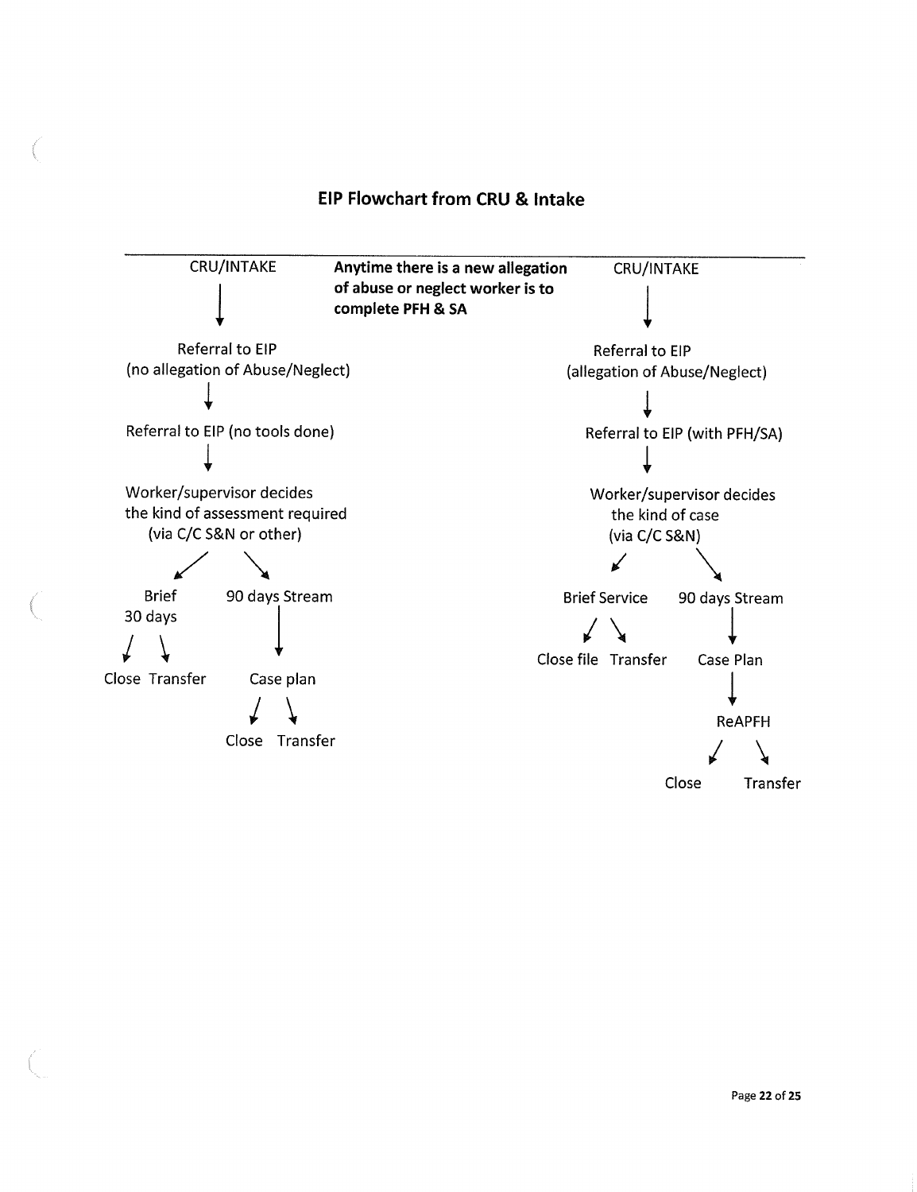# EIP Flowchart from CRU & Intake

**Anytime there is a new allegation of abuse or neglect worker is to complete PFH & SA**

**CRU/INTAKE**

↓

Referral to EIP
(no allegation of Abuse/Neglect)

↓

Referral to EIP (no tools done)

↓

Worker/supervisor decides the kind of assessment required
(via C/C S&N or other)

- ↙ Brief 30 days
  - ↙ Close
  - ↘ Transfer
- ↘ 90 days Stream
  - ↓ Case plan
    - ↙ Close
    - ↘ Transfer

**CRU/INTAKE**

↓

Referral to EIP
(allegation of Abuse/Neglect)

↓

Referral to EIP (with PFH/SA)

↓

Worker/supervisor decides the kind of case
(via C/C S&N)

- ↙ Brief Service
  - ↙ Close file
  - ↘ Transfer
- ↘ 90 days Stream
  - ↓ Case Plan
    - ↓ ReAPFH
      - ↙ Close
      - ↘ Transfer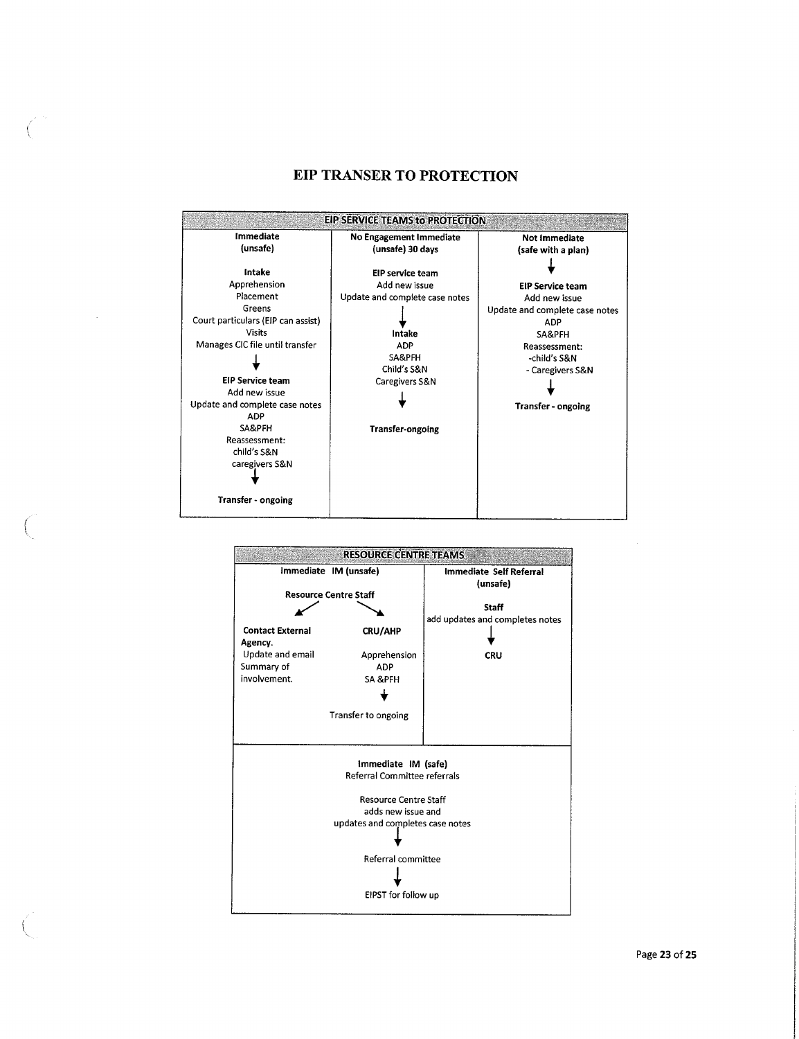# EIP TRANSER TO PROTECTION

| EIP SERVICE TEAMS to PROTECTION | | |
|---|---|---|
| **Immediate (unsafe)**<br><br>**Intake**<br>Apprehension<br>Placement<br>Greens<br>Court particulars (EIP can assist)<br>Visits<br>Manages CIC file until transfer<br>↓<br>**EIP Service team**<br>Add new issue<br>Update and complete case notes<br>ADP<br>SA&PFH<br>Reassessment:<br>child's S&N<br>caregivers S&N<br>↓<br>**Transfer - ongoing** | **No Engagement Immediate (unsafe) 30 days**<br><br>**EIP service team**<br>Add new issue<br>Update and complete case notes<br>↓<br>**Intake**<br>ADP<br>SA&PFH<br>Child's S&N<br>Caregivers S&N<br>↓<br>**Transfer-ongoing** | **Not Immediate (safe with a plan)**<br>↓<br>**EIP Service team**<br>Add new issue<br>Update and complete case notes<br>ADP<br>SA&PFH<br>Reassessment:<br>-child's S&N<br>- Caregivers S&N<br>↓<br>**Transfer - ongoing** |

| RESOURCE CENTRE TEAMS | |
|---|---|
| **Immediate IM (unsafe)**<br><br>**Resource Centre Staff**<br>↙ ↘<br>**Contact External Agency.** Update and email Summary of involvement.<br>**CRU/AHP** Apprehension, ADP, SA &PFH ↓ Transfer to ongoing | **Immediate Self Referral (unsafe)**<br><br>**Staff**<br>add updates and completes notes<br>↓<br>**CRU** |
| **Immediate IM (safe)**<br>Referral Committee referrals<br><br>Resource Centre Staff<br>adds new issue and<br>updates and completes case notes<br>↓<br>Referral committee<br>↓<br>EIPST for follow up | |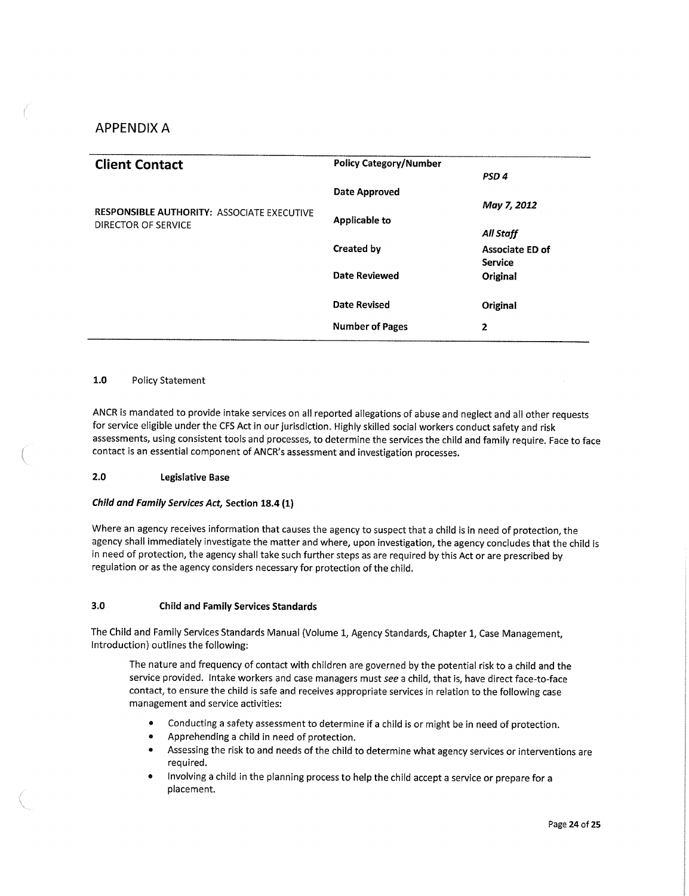## APPENDIX A

| **Client Contact** | **Policy Category/Number** | *PSD 4* |
|---|---|---|
| **RESPONSIBLE AUTHORITY:** ASSOCIATE EXECUTIVE DIRECTOR OF SERVICE | **Date Approved** | *May 7, 2012* |
| | **Applicable to** | ***All Staff*** |
| | **Created by** | **Associate ED of Service** |
| | **Date Reviewed** | **Original** |
| | **Date Revised** | **Original** |
| | **Number of Pages** | **2** |

**1.0** Policy Statement

ANCR is mandated to provide intake services on all reported allegations of abuse and neglect and all other requests for service eligible under the CFS Act in our jurisdiction. Highly skilled social workers conduct safety and risk assessments, using consistent tools and processes, to determine the services the child and family require. Face to face contact is an essential component of ANCR's assessment and investigation processes.

**2.0 Legislative Base**

***Child and Family Services Act,*** **Section 18.4 (1)**

Where an agency receives information that causes the agency to suspect that a child is in need of protection, the agency shall immediately investigate the matter and where, upon investigation, the agency concludes that the child is in need of protection, the agency shall take such further steps as are required by this Act or are prescribed by regulation or as the agency considers necessary for protection of the child.

**3.0 Child and Family Services Standards**

The Child and Family Services Standards Manual (Volume 1, Agency Standards, Chapter 1, Case Management, Introduction) outlines the following:

> The nature and frequency of contact with children are governed by the potential risk to a child and the service provided. Intake workers and case managers must *see* a child, that is, have direct face-to-face contact, to ensure the child is safe and receives appropriate services in relation to the following case management and service activities:
>
> - Conducting a safety assessment to determine if a child is or might be in need of protection.
> - Apprehending a child in need of protection.
> - Assessing the risk to and needs of the child to determine what agency services or interventions are required.
> - Involving a child in the planning process to help the child accept a service or prepare for a placement.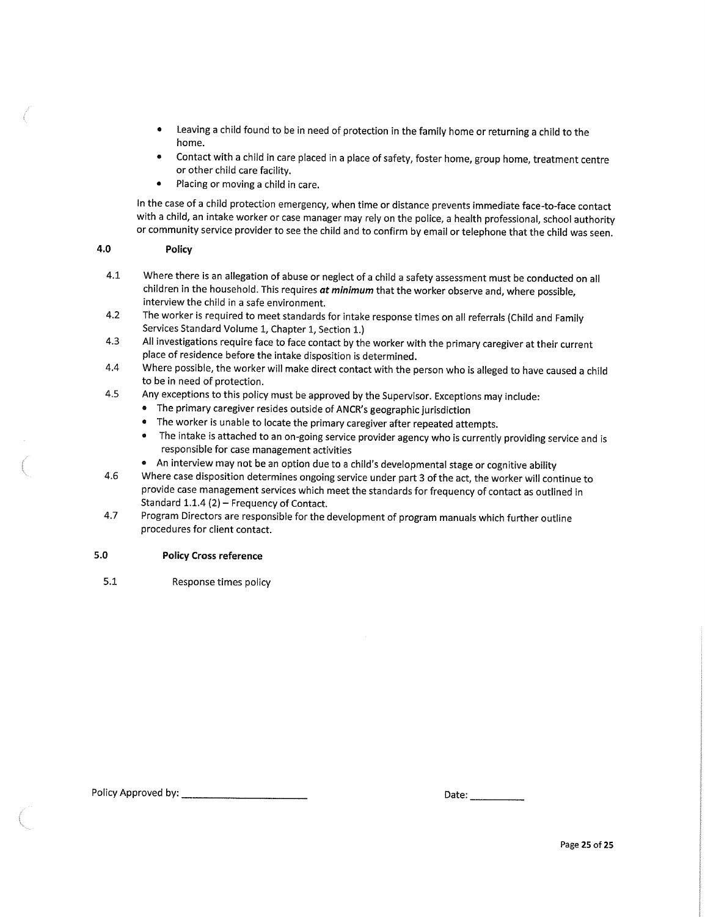- Leaving a child found to be in need of protection in the family home or returning a child to the home.
- Contact with a child in care placed in a place of safety, foster home, group home, treatment centre or other child care facility.
- Placing or moving a child in care.

In the case of a child protection emergency, when time or distance prevents immediate face-to-face contact with a child, an intake worker or case manager may rely on the police, a health professional, school authority or community service provider to see the child and to confirm by email or telephone that the child was seen.

## 4.0 Policy

4.1 Where there is an allegation of abuse or neglect of a child a safety assessment must be conducted on all children in the household. This requires ***at minimum*** that the worker observe and, where possible, interview the child in a safe environment.

4.2 The worker is required to meet standards for intake response times on all referrals (Child and Family Services Standard Volume 1, Chapter 1, Section 1.)

4.3 All investigations require face to face contact by the worker with the primary caregiver at their current place of residence before the intake disposition is determined.

4.4 Where possible, the worker will make direct contact with the person who is alleged to have caused a child to be in need of protection.

4.5 Any exceptions to this policy must be approved by the Supervisor. Exceptions may include:
- The primary caregiver resides outside of ANCR's geographic jurisdiction
- The worker is unable to locate the primary caregiver after repeated attempts.
- The intake is attached to an on-going service provider agency who is currently providing service and is responsible for case management activities
- An interview may not be an option due to a child's developmental stage or cognitive ability

4.6 Where case disposition determines ongoing service under part 3 of the act, the worker will continue to provide case management services which meet the standards for frequency of contact as outlined in Standard 1.1.4 (2) – Frequency of Contact.

4.7 Program Directors are responsible for the development of program manuals which further outline procedures for client contact.

## 5.0 Policy Cross reference

5.1 Response times policy

Policy Approved by: ______________________ Date: __________